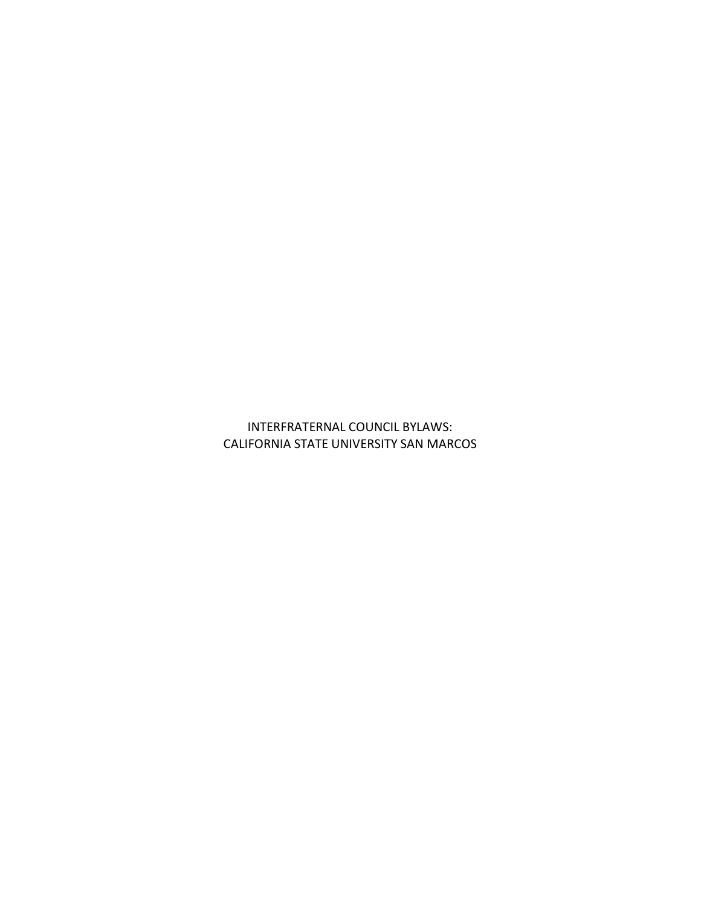# INTERFRATERNAL COUNCIL BYLAWS: CALIFORNIA STATE UNIVERSITY SAN MARCOS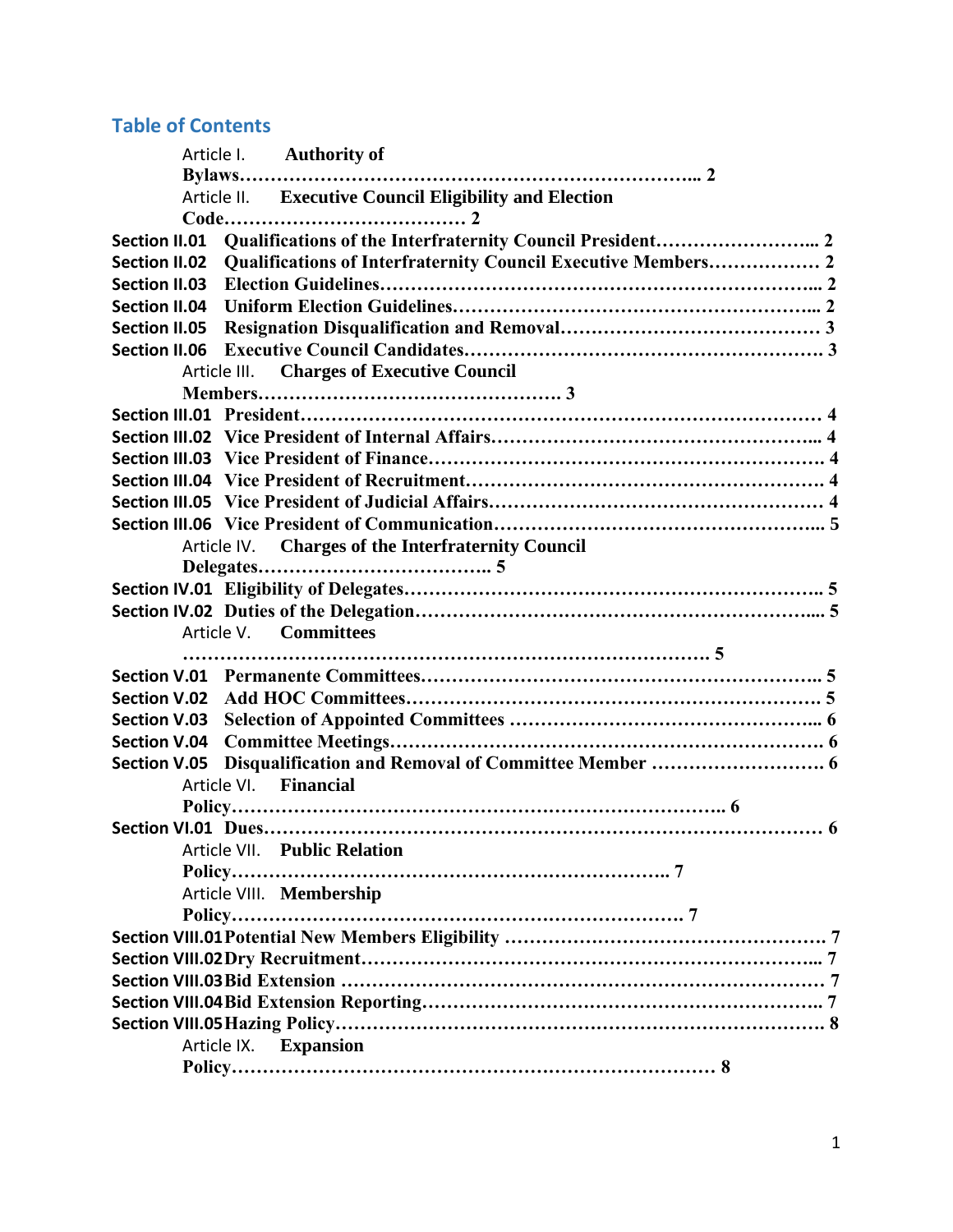## Table of Contents

Article I. **Authority of Bylaws……………………………………………………………….. 2**

Article II. **Executive Council Eligibility and Election Code………………………………… 2**

**Section II.01** **Qualifications of the Interfraternity Council President…………………….. 2**

**Section II.02** **Qualifications of Interfraternity Council Executive Members……………… 2**

**Section II.03** **Election Guidelines…………………………………………………………... 2**

**Section II.04** **Uniform Election Guidelines………………………………………………... 2**

**Section II.05** **Resignation Disqualification and Removal…………………………………… 3**

**Section II.06** **Executive Council Candidates………………………………………………… 3**

Article III. **Charges of Executive Council Members………………………………………… 3**

**Section III.01** **President……………………………………………………………………… 4**

**Section III.02** **Vice President of Internal Affairs…………………………………………... 4**

**Section III.03** **Vice President of Finance……………………………………………………. 4**

**Section III.04** **Vice President of Recruitment……………………………………………… 4**

**Section III.05** **Vice President of Judicial Affairs…………………………………………… 4**

**Section III.06** **Vice President of Communication…………………………………………... 5**

Article IV. **Charges of the Interfraternity Council Delegates……………………………….. 5**

**Section IV.01** **Eligibility of Delegates………………………………………………………. 5**

**Section IV.02** **Duties of the Delegation……………………………………………………... 5**

Article V. **Committees ……………………………………………………………………… 5**

**Section V.01** **Permanente Committees……………………………………………………… 5**

**Section V.02** **Add HOC Committees………………………………………………………… 5**

**Section V.03** **Selection of Appointed Committees …………………………………………... 6**

**Section V.04** **Committee Meetings…………………………………………………………… 6**

**Section V.05** **Disqualification and Removal of Committee Member ……………………… 6**

Article VI. **Financial Policy………………………………………………………………….. 6**

**Section VI.01** **Dues…………………………………………………………………………… 6**

Article VII. **Public Relation Policy…………………………………………………………….. 7**

Article VIII. **Membership Policy……………………………………………………………….. 7**

**Section VIII.01** **Potential New Members Eligibility …………………………………………… 7**

**Section VIII.02** **Dry Recruitment………………………………………………………………... 7**

**Section VIII.03** **Bid Extension …………………………………………………………………… 7**

**Section VIII.04** **Bid Extension Reporting………………………………………………………. 7**

**Section VIII.05** **Hazing Policy…………………………………………………………………… 8**

Article IX. **Expansion Policy…………………………………………………………………… 8**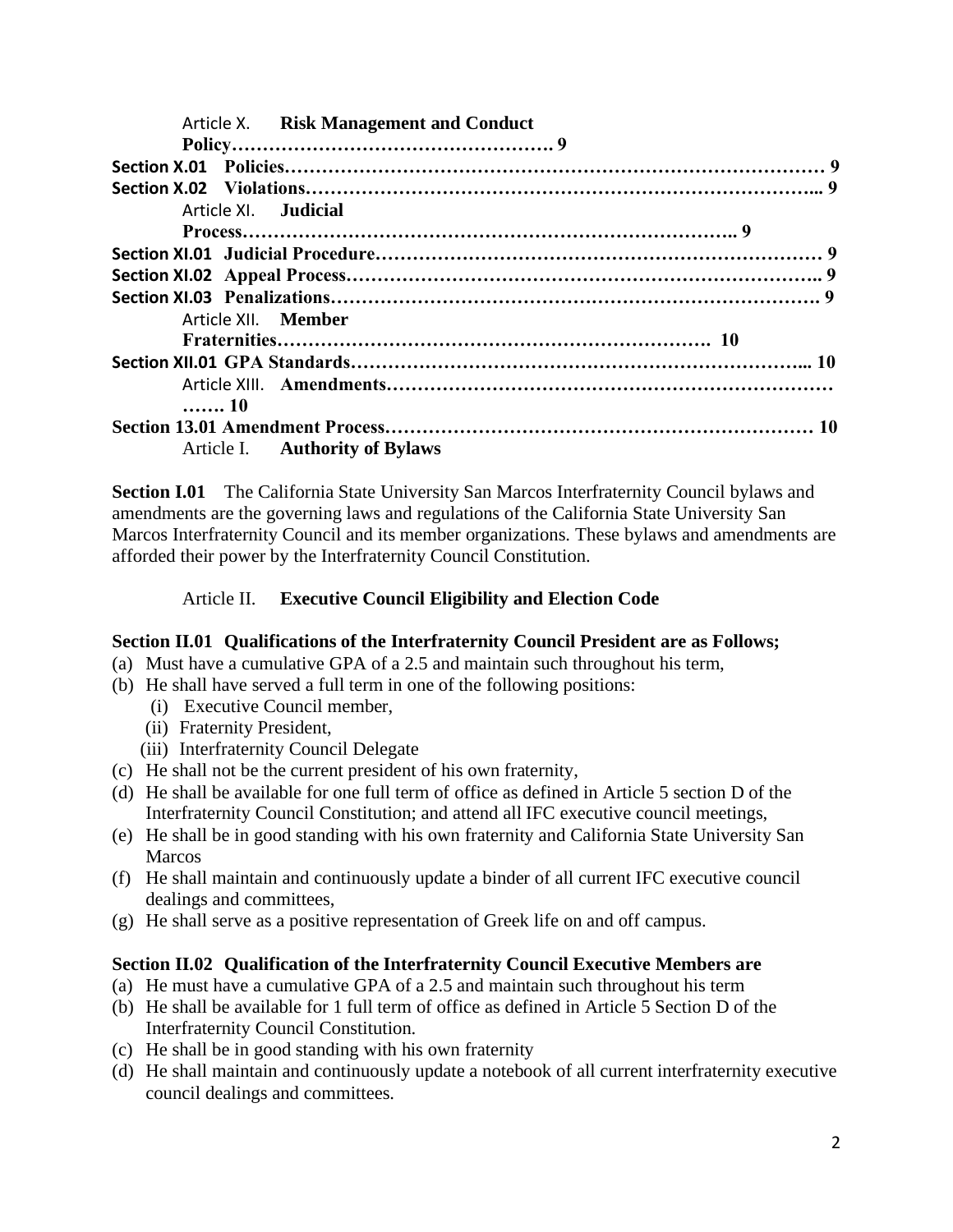Article X. **Risk Management and Conduct Policy……………………………………………. 9**

**Section X.01 Policies………………………………………………………………………… 9**

**Section X.02 Violations……………………………………………………………………... 9**

Article XI. **Judicial Process………………………………………………………………….. 9**

**Section XI.01 Judicial Procedure……………………………………………………………… 9**

**Section XI.02 Appeal Process………………………………………………………………….. 9**

**Section XI.03 Penalizations……………………………………………………………………. 9**

Article XII. **Member Fraternities…………………………………………………………. 10**

**Section XII.01 GPA Standards……………………………………………………………... 10**

Article XIII. **Amendments…………………………………………………………………. ……. 10**

**Section 13.01 Amendment Process………………………………………………………… 10**

## Article I. Authority of Bylaws

**Section I.01** The California State University San Marcos Interfraternity Council bylaws and amendments are the governing laws and regulations of the California State University San Marcos Interfraternity Council and its member organizations. These bylaws and amendments are afforded their power by the Interfraternity Council Constitution.

## Article II. Executive Council Eligibility and Election Code

**Section II.01 Qualifications of the Interfraternity Council President are as Follows;**

(a) Must have a cumulative GPA of a 2.5 and maintain such throughout his term,
(b) He shall have served a full term in one of the following positions:
  (i) Executive Council member,
  (ii) Fraternity President,
  (iii) Interfraternity Council Delegate
(c) He shall not be the current president of his own fraternity,
(d) He shall be available for one full term of office as defined in Article 5 section D of the Interfraternity Council Constitution; and attend all IFC executive council meetings,
(e) He shall be in good standing with his own fraternity and California State University San Marcos
(f) He shall maintain and continuously update a binder of all current IFC executive council dealings and committees,
(g) He shall serve as a positive representation of Greek life on and off campus.

**Section II.02 Qualification of the Interfraternity Council Executive Members are**

(a) He must have a cumulative GPA of a 2.5 and maintain such throughout his term
(b) He shall be available for 1 full term of office as defined in Article 5 Section D of the Interfraternity Council Constitution.
(c) He shall be in good standing with his own fraternity
(d) He shall maintain and continuously update a notebook of all current interfraternity executive council dealings and committees.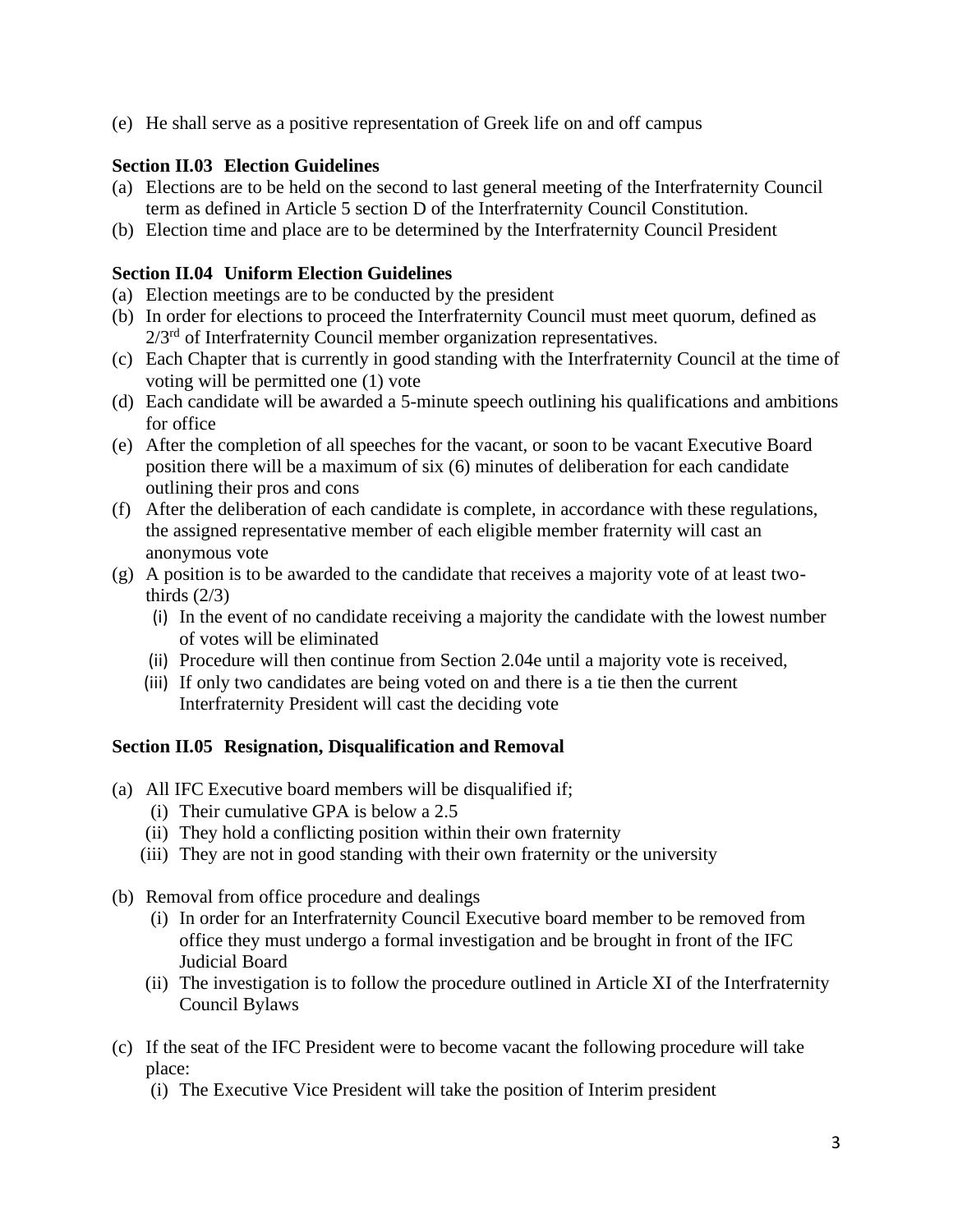(e) He shall serve as a positive representation of Greek life on and off campus

**Section II.03 Election Guidelines**

(a) Elections are to be held on the second to last general meeting of the Interfraternity Council term as defined in Article 5 section D of the Interfraternity Council Constitution.
(b) Election time and place are to be determined by the Interfraternity Council President

**Section II.04 Uniform Election Guidelines**

(a) Election meetings are to be conducted by the president
(b) In order for elections to proceed the Interfraternity Council must meet quorum, defined as 2/3rd of Interfraternity Council member organization representatives.
(c) Each Chapter that is currently in good standing with the Interfraternity Council at the time of voting will be permitted one (1) vote
(d) Each candidate will be awarded a 5-minute speech outlining his qualifications and ambitions for office
(e) After the completion of all speeches for the vacant, or soon to be vacant Executive Board position there will be a maximum of six (6) minutes of deliberation for each candidate outlining their pros and cons
(f) After the deliberation of each candidate is complete, in accordance with these regulations, the assigned representative member of each eligible member fraternity will cast an anonymous vote
(g) A position is to be awarded to the candidate that receives a majority vote of at least two-thirds (2/3)
    (i) In the event of no candidate receiving a majority the candidate with the lowest number of votes will be eliminated
    (ii) Procedure will then continue from Section 2.04e until a majority vote is received,
    (iii) If only two candidates are being voted on and there is a tie then the current Interfraternity President will cast the deciding vote

**Section II.05 Resignation, Disqualification and Removal**

(a) All IFC Executive board members will be disqualified if;
    (i) Their cumulative GPA is below a 2.5
    (ii) They hold a conflicting position within their own fraternity
    (iii) They are not in good standing with their own fraternity or the university

(b) Removal from office procedure and dealings
    (i) In order for an Interfraternity Council Executive board member to be removed from office they must undergo a formal investigation and be brought in front of the IFC Judicial Board
    (ii) The investigation is to follow the procedure outlined in Article XI of the Interfraternity Council Bylaws

(c) If the seat of the IFC President were to become vacant the following procedure will take place:
    (i) The Executive Vice President will take the position of Interim president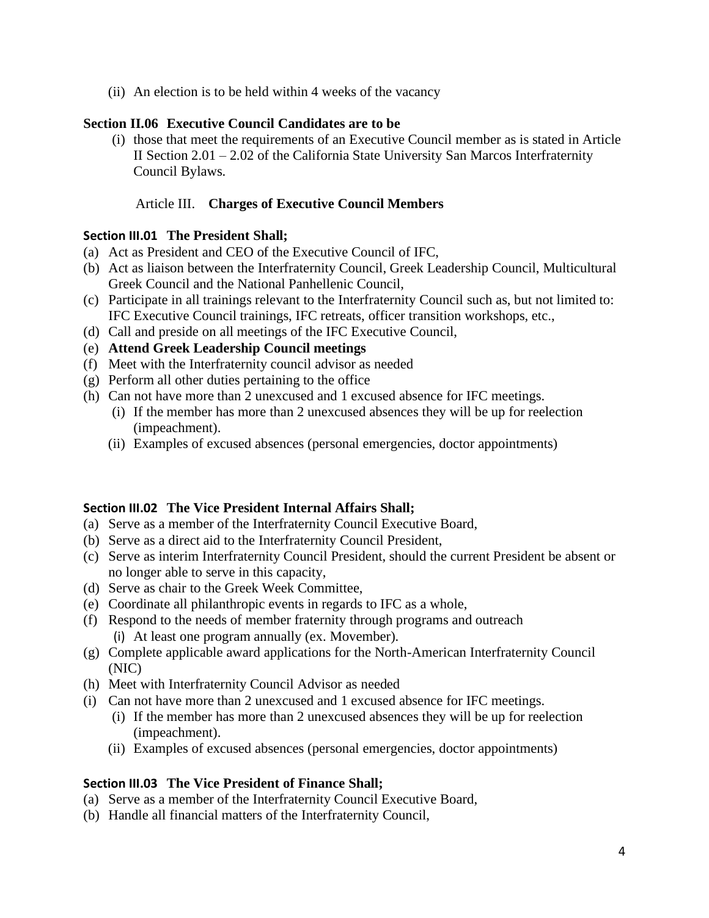(ii) An election is to be held within 4 weeks of the vacancy

### Section II.06 Executive Council Candidates are to be

(i) those that meet the requirements of an Executive Council member as is stated in Article II Section 2.01 – 2.02 of the California State University San Marcos Interfraternity Council Bylaws.

## Article III. Charges of Executive Council Members

### Section III.01 The President Shall;

(a) Act as President and CEO of the Executive Council of IFC,

(b) Act as liaison between the Interfraternity Council, Greek Leadership Council, Multicultural Greek Council and the National Panhellenic Council,

(c) Participate in all trainings relevant to the Interfraternity Council such as, but not limited to: IFC Executive Council trainings, IFC retreats, officer transition workshops, etc.,

(d) Call and preside on all meetings of the IFC Executive Council,

(e) **Attend Greek Leadership Council meetings**

(f) Meet with the Interfraternity council advisor as needed

(g) Perform all other duties pertaining to the office

(h) Can not have more than 2 unexcused and 1 excused absence for IFC meetings.

  (i) If the member has more than 2 unexcused absences they will be up for reelection (impeachment).

  (ii) Examples of excused absences (personal emergencies, doctor appointments)

### Section III.02 The Vice President Internal Affairs Shall;

(a) Serve as a member of the Interfraternity Council Executive Board,

(b) Serve as a direct aid to the Interfraternity Council President,

(c) Serve as interim Interfraternity Council President, should the current President be absent or no longer able to serve in this capacity,

(d) Serve as chair to the Greek Week Committee,

(e) Coordinate all philanthropic events in regards to IFC as a whole,

(f) Respond to the needs of member fraternity through programs and outreach

  (i) At least one program annually (ex. Movember).

(g) Complete applicable award applications for the North-American Interfraternity Council (NIC)

(h) Meet with Interfraternity Council Advisor as needed

(i) Can not have more than 2 unexcused and 1 excused absence for IFC meetings.

  (i) If the member has more than 2 unexcused absences they will be up for reelection (impeachment).

  (ii) Examples of excused absences (personal emergencies, doctor appointments)

### Section III.03 The Vice President of Finance Shall;

(a) Serve as a member of the Interfraternity Council Executive Board,

(b) Handle all financial matters of the Interfraternity Council,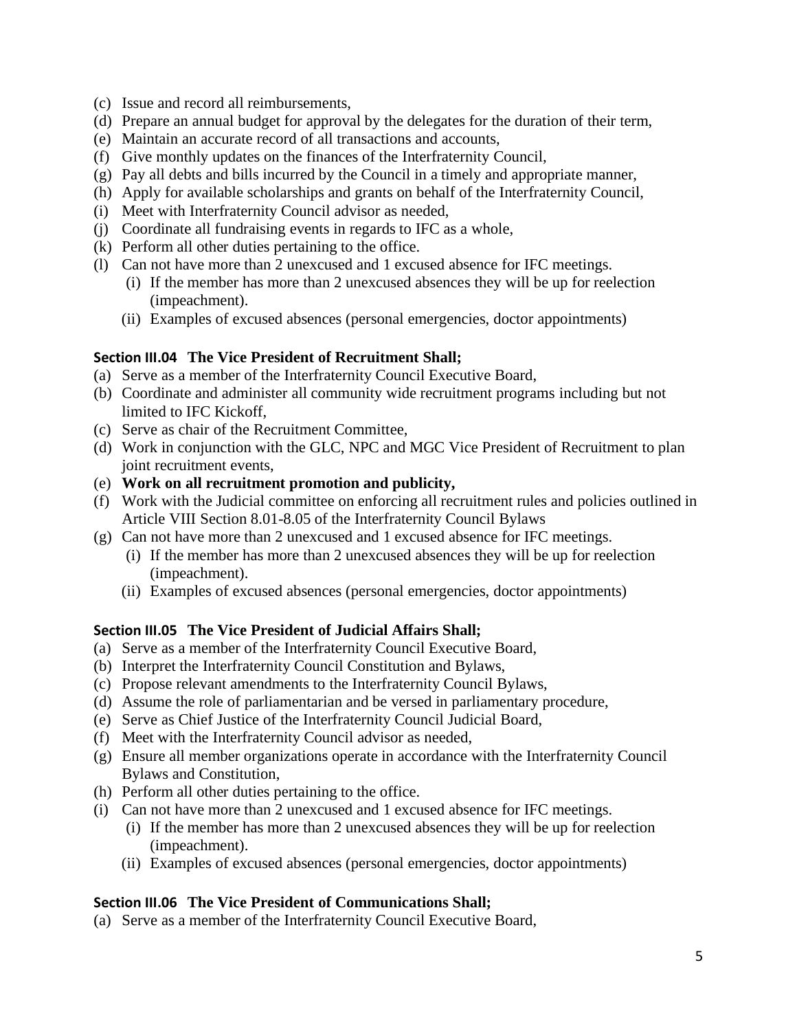(c) Issue and record all reimbursements,
(d) Prepare an annual budget for approval by the delegates for the duration of their term,
(e) Maintain an accurate record of all transactions and accounts,
(f) Give monthly updates on the finances of the Interfraternity Council,
(g) Pay all debts and bills incurred by the Council in a timely and appropriate manner,
(h) Apply for available scholarships and grants on behalf of the Interfraternity Council,
(i) Meet with Interfraternity Council advisor as needed,
(j) Coordinate all fundraising events in regards to IFC as a whole,
(k) Perform all other duties pertaining to the office.
(l) Can not have more than 2 unexcused and 1 excused absence for IFC meetings.
   (i) If the member has more than 2 unexcused absences they will be up for reelection (impeachment).
   (ii) Examples of excused absences (personal emergencies, doctor appointments)

### Section III.04 The Vice President of Recruitment Shall;

(a) Serve as a member of the Interfraternity Council Executive Board,
(b) Coordinate and administer all community wide recruitment programs including but not limited to IFC Kickoff,
(c) Serve as chair of the Recruitment Committee,
(d) Work in conjunction with the GLC, NPC and MGC Vice President of Recruitment to plan joint recruitment events,
(e) **Work on all recruitment promotion and publicity,**
(f) Work with the Judicial committee on enforcing all recruitment rules and policies outlined in Article VIII Section 8.01-8.05 of the Interfraternity Council Bylaws
(g) Can not have more than 2 unexcused and 1 excused absence for IFC meetings.
   (i) If the member has more than 2 unexcused absences they will be up for reelection (impeachment).
   (ii) Examples of excused absences (personal emergencies, doctor appointments)

### Section III.05 The Vice President of Judicial Affairs Shall;

(a) Serve as a member of the Interfraternity Council Executive Board,
(b) Interpret the Interfraternity Council Constitution and Bylaws,
(c) Propose relevant amendments to the Interfraternity Council Bylaws,
(d) Assume the role of parliamentarian and be versed in parliamentary procedure,
(e) Serve as Chief Justice of the Interfraternity Council Judicial Board,
(f) Meet with the Interfraternity Council advisor as needed,
(g) Ensure all member organizations operate in accordance with the Interfraternity Council Bylaws and Constitution,
(h) Perform all other duties pertaining to the office.
(i) Can not have more than 2 unexcused and 1 excused absence for IFC meetings.
   (i) If the member has more than 2 unexcused absences they will be up for reelection (impeachment).
   (ii) Examples of excused absences (personal emergencies, doctor appointments)

### Section III.06 The Vice President of Communications Shall;

(a) Serve as a member of the Interfraternity Council Executive Board,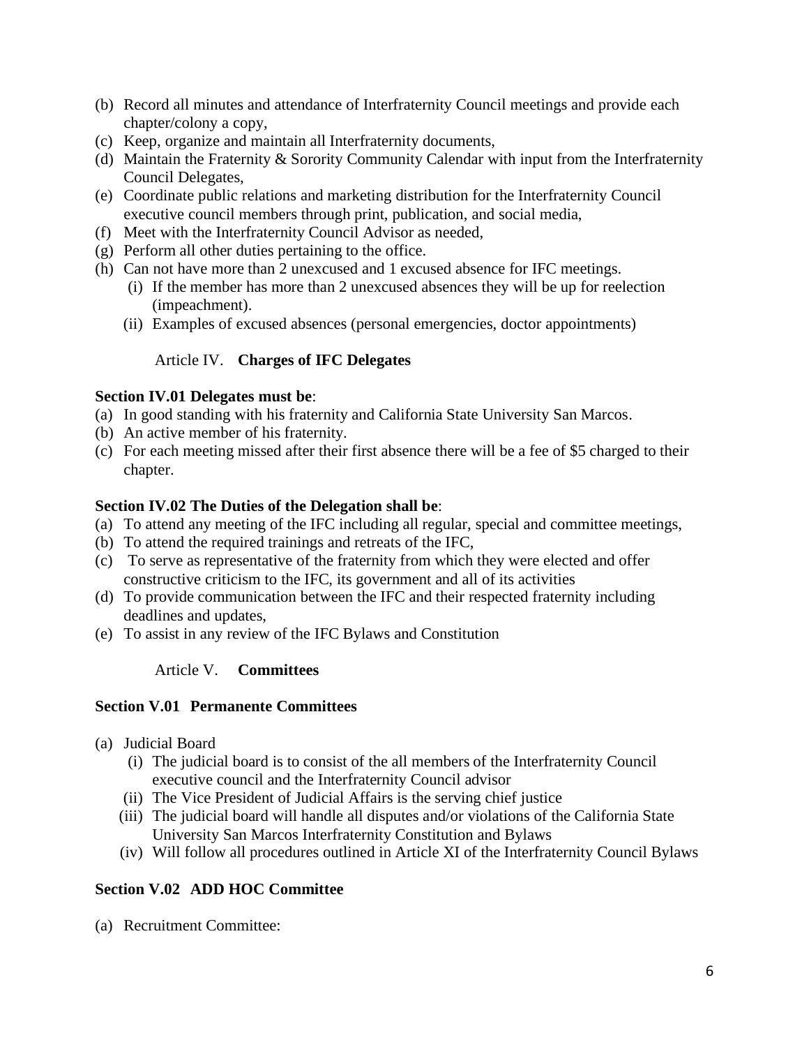(b) Record all minutes and attendance of Interfraternity Council meetings and provide each chapter/colony a copy,
(c) Keep, organize and maintain all Interfraternity documents,
(d) Maintain the Fraternity & Sorority Community Calendar with input from the Interfraternity Council Delegates,
(e) Coordinate public relations and marketing distribution for the Interfraternity Council executive council members through print, publication, and social media,
(f) Meet with the Interfraternity Council Advisor as needed,
(g) Perform all other duties pertaining to the office.
(h) Can not have more than 2 unexcused and 1 excused absence for IFC meetings.
   (i) If the member has more than 2 unexcused absences they will be up for reelection (impeachment).
   (ii) Examples of excused absences (personal emergencies, doctor appointments)

## Article IV. **Charges of IFC Delegates**

**Section IV.01 Delegates must be**:
(a) In good standing with his fraternity and California State University San Marcos.
(b) An active member of his fraternity.
(c) For each meeting missed after their first absence there will be a fee of $5 charged to their chapter.

**Section IV.02 The Duties of the Delegation shall be**:
(a) To attend any meeting of the IFC including all regular, special and committee meetings,
(b) To attend the required trainings and retreats of the IFC,
(c) To serve as representative of the fraternity from which they were elected and offer constructive criticism to the IFC, its government and all of its activities
(d) To provide communication between the IFC and their respected fraternity including deadlines and updates,
(e) To assist in any review of the IFC Bylaws and Constitution

## Article V. **Committees**

**Section V.01 Permanente Committees**

(a) Judicial Board
   (i) The judicial board is to consist of the all members of the Interfraternity Council executive council and the Interfraternity Council advisor
   (ii) The Vice President of Judicial Affairs is the serving chief justice
   (iii) The judicial board will handle all disputes and/or violations of the California State University San Marcos Interfraternity Constitution and Bylaws
   (iv) Will follow all procedures outlined in Article XI of the Interfraternity Council Bylaws

**Section V.02 ADD HOC Committee**

(a) Recruitment Committee: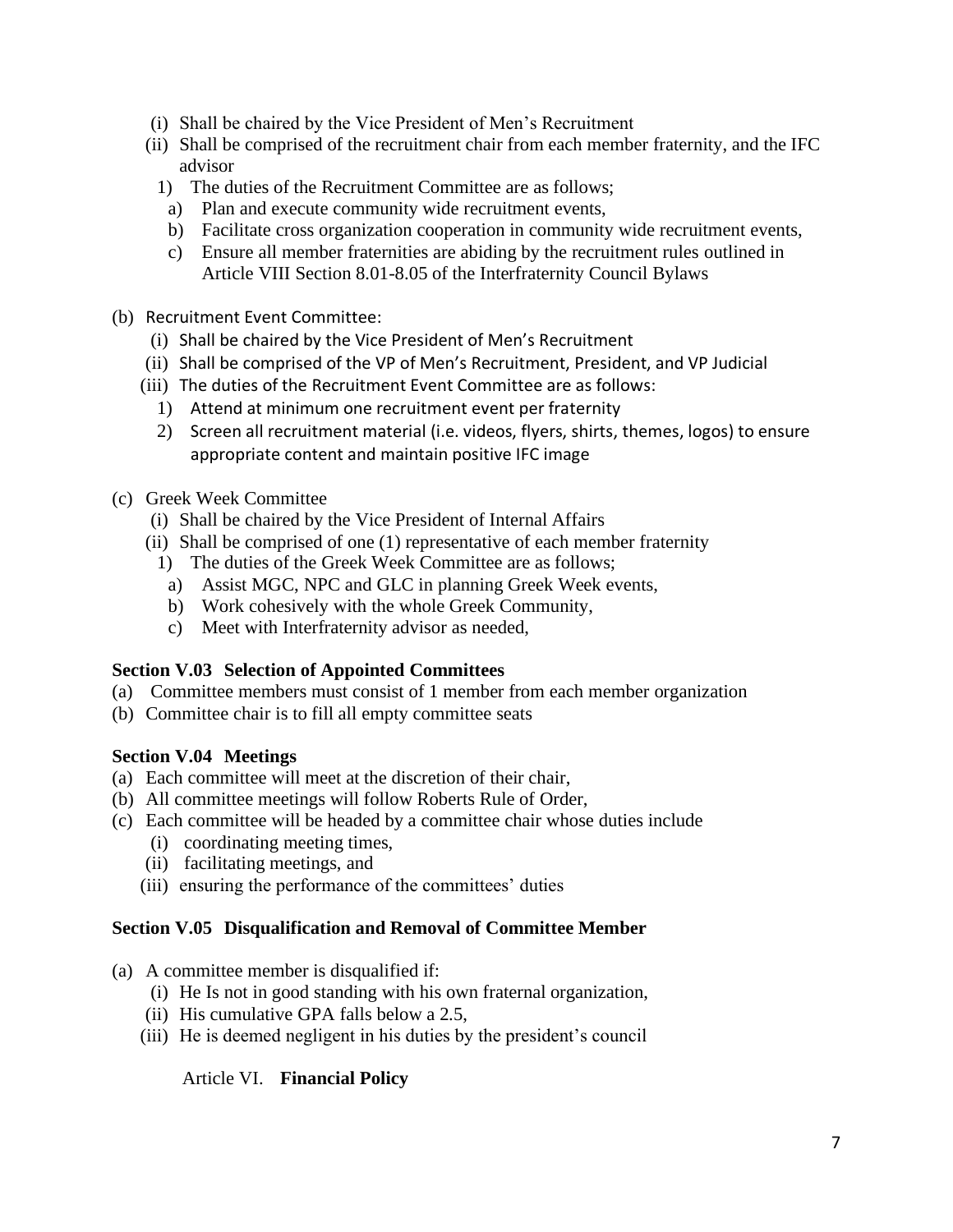- (i) Shall be chaired by the Vice President of Men's Recruitment
- (ii) Shall be comprised of the recruitment chair from each member fraternity, and the IFC advisor
  1) The duties of the Recruitment Committee are as follows;
     a) Plan and execute community wide recruitment events,
     b) Facilitate cross organization cooperation in community wide recruitment events,
     c) Ensure all member fraternities are abiding by the recruitment rules outlined in Article VIII Section 8.01-8.05 of the Interfraternity Council Bylaws

(b) Recruitment Event Committee:
- (i) Shall be chaired by the Vice President of Men's Recruitment
- (ii) Shall be comprised of the VP of Men's Recruitment, President, and VP Judicial
- (iii) The duties of the Recruitment Event Committee are as follows:
  1) Attend at minimum one recruitment event per fraternity
  2) Screen all recruitment material (i.e. videos, flyers, shirts, themes, logos) to ensure appropriate content and maintain positive IFC image

(c) Greek Week Committee
- (i) Shall be chaired by the Vice President of Internal Affairs
- (ii) Shall be comprised of one (1) representative of each member fraternity
  1) The duties of the Greek Week Committee are as follows;
     a) Assist MGC, NPC and GLC in planning Greek Week events,
     b) Work cohesively with the whole Greek Community,
     c) Meet with Interfraternity advisor as needed,

### Section V.03 Selection of Appointed Committees

(a) Committee members must consist of 1 member from each member organization
(b) Committee chair is to fill all empty committee seats

### Section V.04 Meetings

(a) Each committee will meet at the discretion of their chair,
(b) All committee meetings will follow Roberts Rule of Order,
(c) Each committee will be headed by a committee chair whose duties include
- (i) coordinating meeting times,
- (ii) facilitating meetings, and
- (iii) ensuring the performance of the committees' duties

### Section V.05 Disqualification and Removal of Committee Member

(a) A committee member is disqualified if:
- (i) He Is not in good standing with his own fraternal organization,
- (ii) His cumulative GPA falls below a 2.5,
- (iii) He is deemed negligent in his duties by the president's council

## Article VI. Financial Policy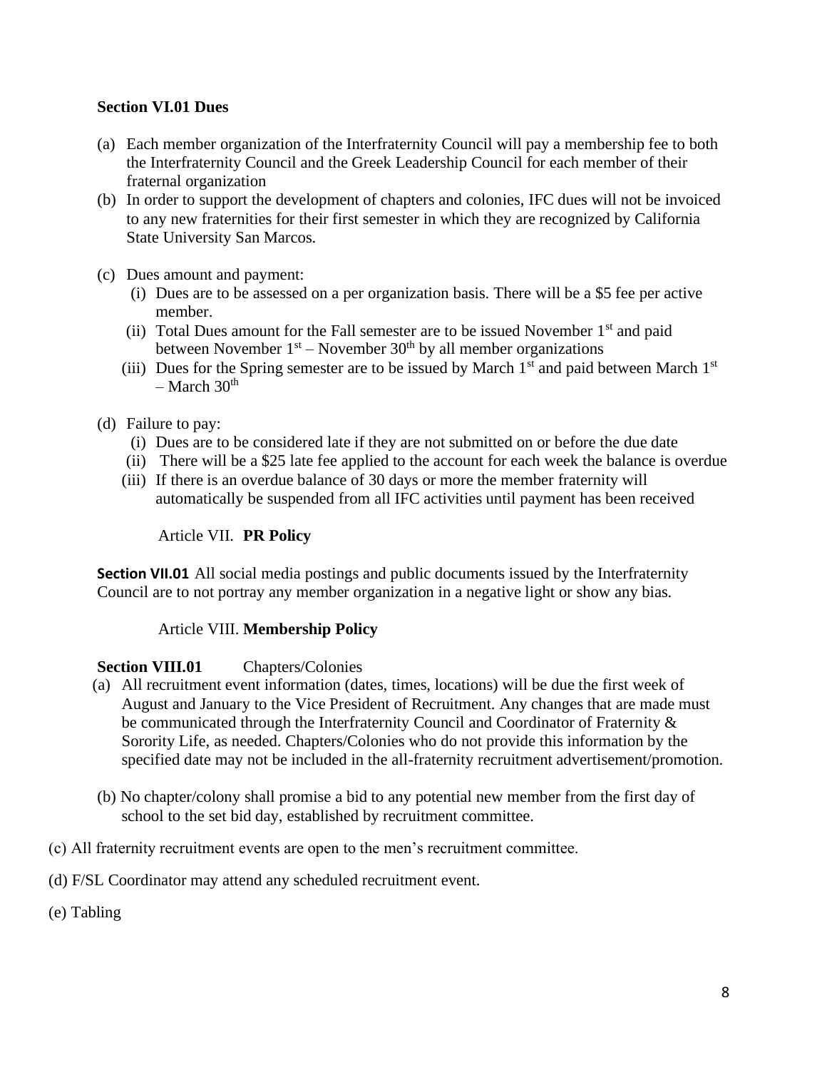### Section VI.01 Dues

(a) Each member organization of the Interfraternity Council will pay a membership fee to both the Interfraternity Council and the Greek Leadership Council for each member of their fraternal organization

(b) In order to support the development of chapters and colonies, IFC dues will not be invoiced to any new fraternities for their first semester in which they are recognized by California State University San Marcos.

(c) Dues amount and payment:
  - (i) Dues are to be assessed on a per organization basis. There will be a $5 fee per active member.
  - (ii) Total Dues amount for the Fall semester are to be issued November 1st and paid between November 1st – November 30th by all member organizations
  - (iii) Dues for the Spring semester are to be issued by March 1st and paid between March 1st – March 30th

(d) Failure to pay:
  - (i) Dues are to be considered late if they are not submitted on or before the due date
  - (ii) There will be a $25 late fee applied to the account for each week the balance is overdue
  - (iii) If there is an overdue balance of 30 days or more the member fraternity will automatically be suspended from all IFC activities until payment has been received

## Article VII. **PR Policy**

**Section VII.01** All social media postings and public documents issued by the Interfraternity Council are to not portray any member organization in a negative light or show any bias.

## Article VIII. **Membership Policy**

**Section VIII.01** Chapters/Colonies

(a) All recruitment event information (dates, times, locations) will be due the first week of August and January to the Vice President of Recruitment. Any changes that are made must be communicated through the Interfraternity Council and Coordinator of Fraternity & Sorority Life, as needed. Chapters/Colonies who do not provide this information by the specified date may not be included in the all-fraternity recruitment advertisement/promotion.

(b) No chapter/colony shall promise a bid to any potential new member from the first day of school to the set bid day, established by recruitment committee.

(c) All fraternity recruitment events are open to the men's recruitment committee.

(d) F/SL Coordinator may attend any scheduled recruitment event.

(e) Tabling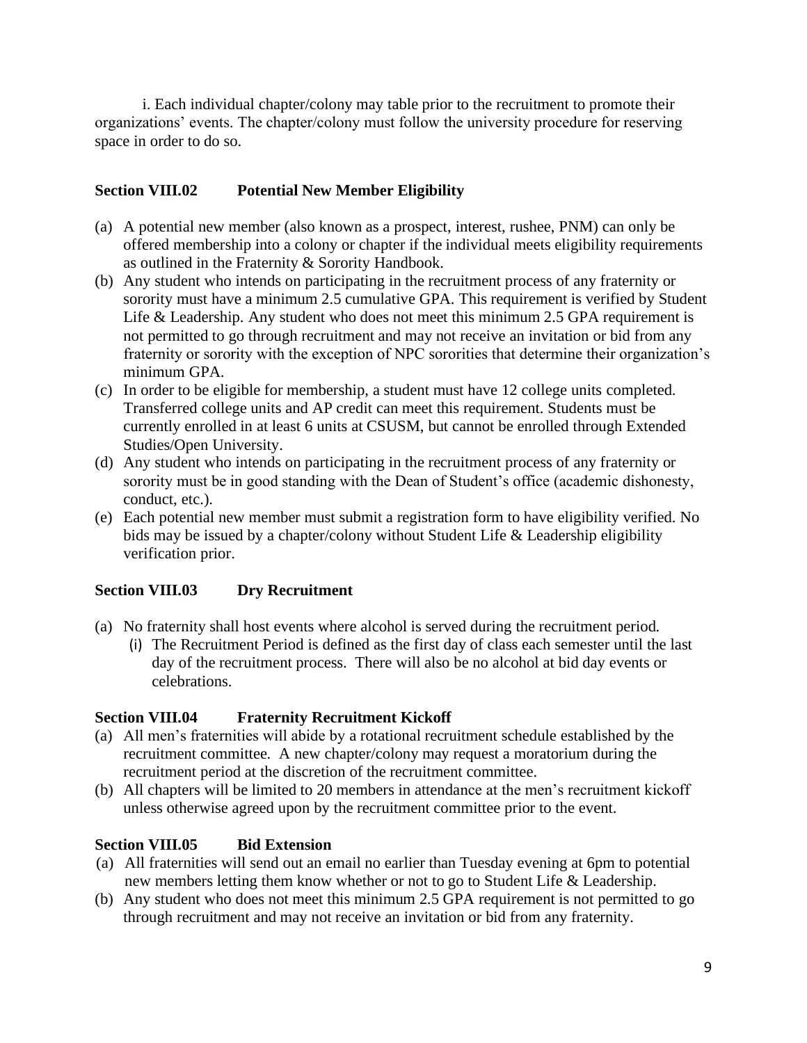i. Each individual chapter/colony may table prior to the recruitment to promote their organizations' events. The chapter/colony must follow the university procedure for reserving space in order to do so.

### Section VIII.02 Potential New Member Eligibility

(a) A potential new member (also known as a prospect, interest, rushee, PNM) can only be offered membership into a colony or chapter if the individual meets eligibility requirements as outlined in the Fraternity & Sorority Handbook.

(b) Any student who intends on participating in the recruitment process of any fraternity or sorority must have a minimum 2.5 cumulative GPA. This requirement is verified by Student Life & Leadership. Any student who does not meet this minimum 2.5 GPA requirement is not permitted to go through recruitment and may not receive an invitation or bid from any fraternity or sorority with the exception of NPC sororities that determine their organization's minimum GPA.

(c) In order to be eligible for membership, a student must have 12 college units completed. Transferred college units and AP credit can meet this requirement. Students must be currently enrolled in at least 6 units at CSUSM, but cannot be enrolled through Extended Studies/Open University.

(d) Any student who intends on participating in the recruitment process of any fraternity or sorority must be in good standing with the Dean of Student's office (academic dishonesty, conduct, etc.).

(e) Each potential new member must submit a registration form to have eligibility verified. No bids may be issued by a chapter/colony without Student Life & Leadership eligibility verification prior.

### Section VIII.03 Dry Recruitment

(a) No fraternity shall host events where alcohol is served during the recruitment period.
   (i) The Recruitment Period is defined as the first day of class each semester until the last day of the recruitment process. There will also be no alcohol at bid day events or celebrations.

### Section VIII.04 Fraternity Recruitment Kickoff

(a) All men's fraternities will abide by a rotational recruitment schedule established by the recruitment committee. A new chapter/colony may request a moratorium during the recruitment period at the discretion of the recruitment committee.

(b) All chapters will be limited to 20 members in attendance at the men's recruitment kickoff unless otherwise agreed upon by the recruitment committee prior to the event.

### Section VIII.05 Bid Extension

(a) All fraternities will send out an email no earlier than Tuesday evening at 6pm to potential new members letting them know whether or not to go to Student Life & Leadership.

(b) Any student who does not meet this minimum 2.5 GPA requirement is not permitted to go through recruitment and may not receive an invitation or bid from any fraternity.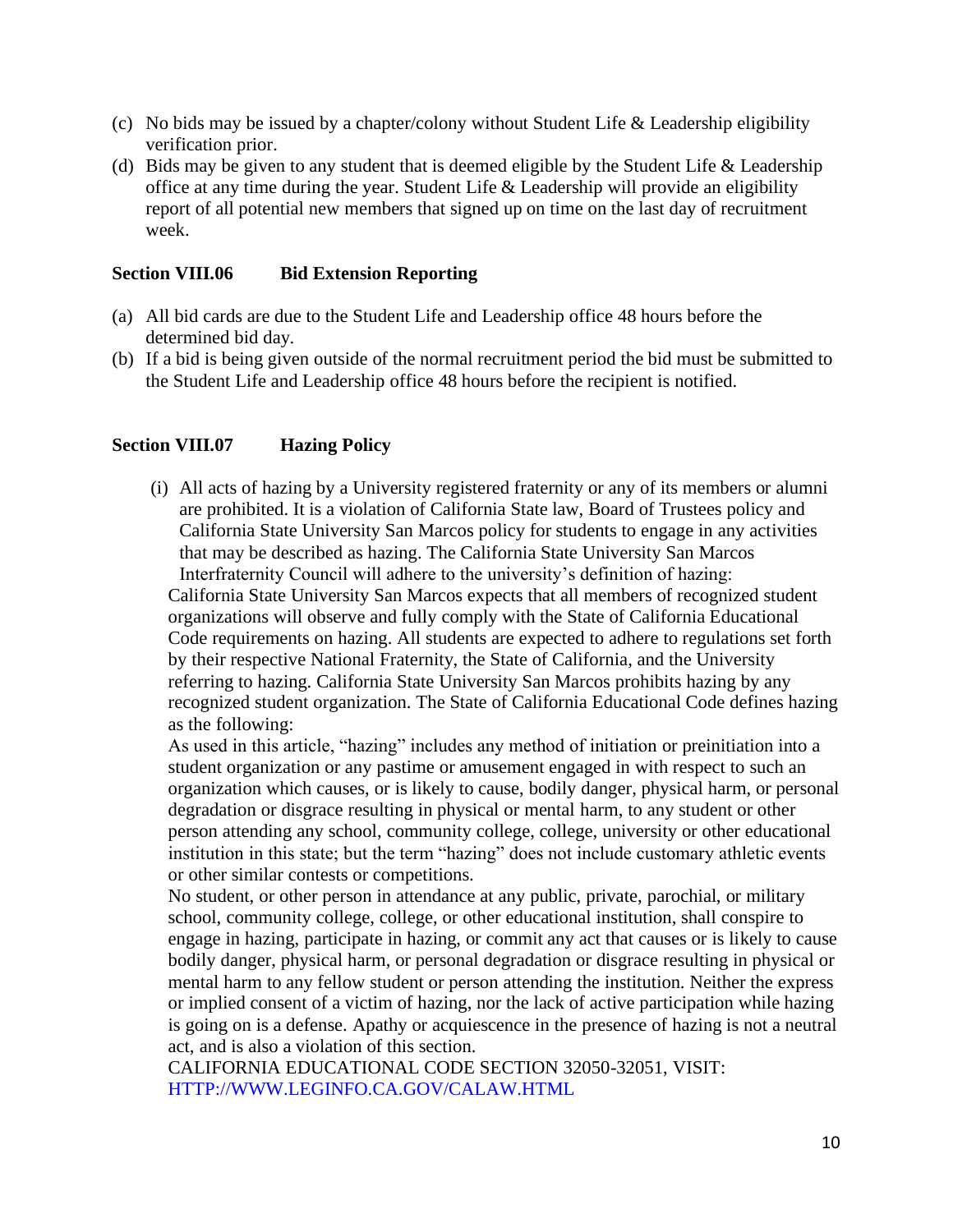(c) No bids may be issued by a chapter/colony without Student Life & Leadership eligibility verification prior.

(d) Bids may be given to any student that is deemed eligible by the Student Life & Leadership office at any time during the year. Student Life & Leadership will provide an eligibility report of all potential new members that signed up on time on the last day of recruitment week.

### Section VIII.06 Bid Extension Reporting

(a) All bid cards are due to the Student Life and Leadership office 48 hours before the determined bid day.

(b) If a bid is being given outside of the normal recruitment period the bid must be submitted to the Student Life and Leadership office 48 hours before the recipient is notified.

### Section VIII.07 Hazing Policy

(i) All acts of hazing by a University registered fraternity or any of its members or alumni are prohibited. It is a violation of California State law, Board of Trustees policy and California State University San Marcos policy for students to engage in any activities that may be described as hazing. The California State University San Marcos Interfraternity Council will adhere to the university's definition of hazing:

California State University San Marcos expects that all members of recognized student organizations will observe and fully comply with the State of California Educational Code requirements on hazing. All students are expected to adhere to regulations set forth by their respective National Fraternity, the State of California, and the University referring to hazing. California State University San Marcos prohibits hazing by any recognized student organization. The State of California Educational Code defines hazing as the following:

As used in this article, "hazing" includes any method of initiation or preinitiation into a student organization or any pastime or amusement engaged in with respect to such an organization which causes, or is likely to cause, bodily danger, physical harm, or personal degradation or disgrace resulting in physical or mental harm, to any student or other person attending any school, community college, college, university or other educational institution in this state; but the term "hazing" does not include customary athletic events or other similar contests or competitions.

No student, or other person in attendance at any public, private, parochial, or military school, community college, college, or other educational institution, shall conspire to engage in hazing, participate in hazing, or commit any act that causes or is likely to cause bodily danger, physical harm, or personal degradation or disgrace resulting in physical or mental harm to any fellow student or person attending the institution. Neither the express or implied consent of a victim of hazing, nor the lack of active participation while hazing is going on is a defense. Apathy or acquiescence in the presence of hazing is not a neutral act, and is also a violation of this section.

CALIFORNIA EDUCATIONAL CODE SECTION 32050-32051, VISIT: HTTP://WWW.LEGINFO.CA.GOV/CALAW.HTML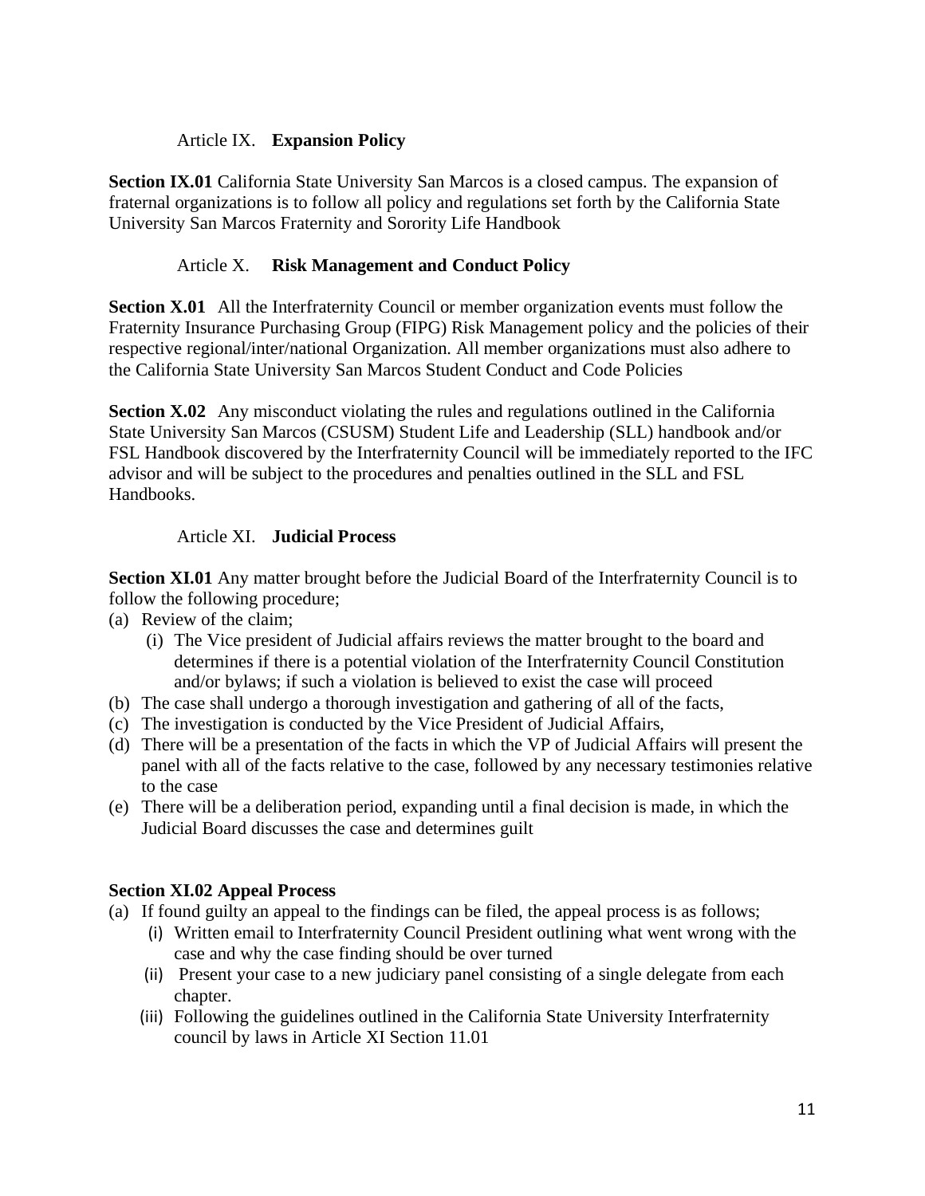## Article IX. **Expansion Policy**

**Section IX.01** California State University San Marcos is a closed campus. The expansion of fraternal organizations is to follow all policy and regulations set forth by the California State University San Marcos Fraternity and Sorority Life Handbook

## Article X. **Risk Management and Conduct Policy**

**Section X.01** All the Interfraternity Council or member organization events must follow the Fraternity Insurance Purchasing Group (FIPG) Risk Management policy and the policies of their respective regional/inter/national Organization. All member organizations must also adhere to the California State University San Marcos Student Conduct and Code Policies

**Section X.02** Any misconduct violating the rules and regulations outlined in the California State University San Marcos (CSUSM) Student Life and Leadership (SLL) handbook and/or FSL Handbook discovered by the Interfraternity Council will be immediately reported to the IFC advisor and will be subject to the procedures and penalties outlined in the SLL and FSL Handbooks.

## Article XI. **Judicial Process**

**Section XI.01** Any matter brought before the Judicial Board of the Interfraternity Council is to follow the following procedure;

(a) Review of the claim;
   - (i) The Vice president of Judicial affairs reviews the matter brought to the board and determines if there is a potential violation of the Interfraternity Council Constitution and/or bylaws; if such a violation is believed to exist the case will proceed

(b) The case shall undergo a thorough investigation and gathering of all of the facts,

(c) The investigation is conducted by the Vice President of Judicial Affairs,

(d) There will be a presentation of the facts in which the VP of Judicial Affairs will present the panel with all of the facts relative to the case, followed by any necessary testimonies relative to the case

(e) There will be a deliberation period, expanding until a final decision is made, in which the Judicial Board discusses the case and determines guilt

**Section XI.02 Appeal Process**

(a) If found guilty an appeal to the findings can be filed, the appeal process is as follows;
   - (i) Written email to Interfraternity Council President outlining what went wrong with the case and why the case finding should be over turned
   - (ii) Present your case to a new judiciary panel consisting of a single delegate from each chapter.
   - (iii) Following the guidelines outlined in the California State University Interfraternity council by laws in Article XI Section 11.01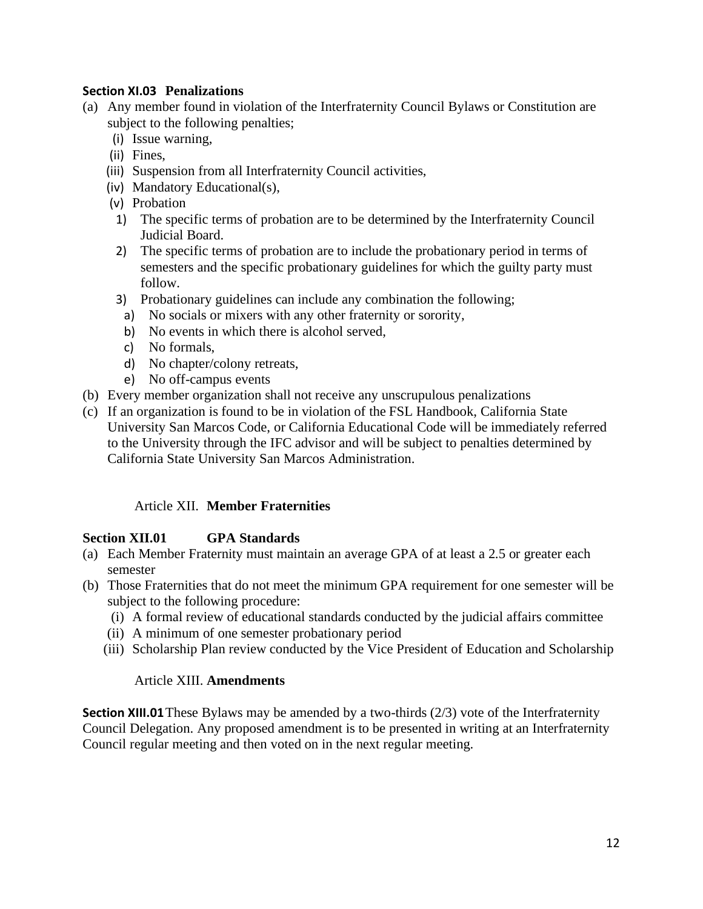### Section XI.03 Penalizations

(a) Any member found in violation of the Interfraternity Council Bylaws or Constitution are subject to the following penalties;

- (i) Issue warning,
- (ii) Fines,
- (iii) Suspension from all Interfraternity Council activities,
- (iv) Mandatory Educational(s),
- (v) Probation
  1) The specific terms of probation are to be determined by the Interfraternity Council Judicial Board.
  2) The specific terms of probation are to include the probationary period in terms of semesters and the specific probationary guidelines for which the guilty party must follow.
  3) Probationary guidelines can include any combination the following;
     - a) No socials or mixers with any other fraternity or sorority,
     - b) No events in which there is alcohol served,
     - c) No formals,
     - d) No chapter/colony retreats,
     - e) No off-campus events

(b) Every member organization shall not receive any unscrupulous penalizations

(c) If an organization is found to be in violation of the FSL Handbook, California State University San Marcos Code, or California Educational Code will be immediately referred to the University through the IFC advisor and will be subject to penalties determined by California State University San Marcos Administration.

## Article XII. **Member Fraternities**

### Section XII.01 GPA Standards

(a) Each Member Fraternity must maintain an average GPA of at least a 2.5 or greater each semester

(b) Those Fraternities that do not meet the minimum GPA requirement for one semester will be subject to the following procedure:

- (i) A formal review of educational standards conducted by the judicial affairs committee
- (ii) A minimum of one semester probationary period
- (iii) Scholarship Plan review conducted by the Vice President of Education and Scholarship

## Article XIII. **Amendments**

**Section XIII.01** These Bylaws may be amended by a two-thirds (2/3) vote of the Interfraternity Council Delegation. Any proposed amendment is to be presented in writing at an Interfraternity Council regular meeting and then voted on in the next regular meeting.